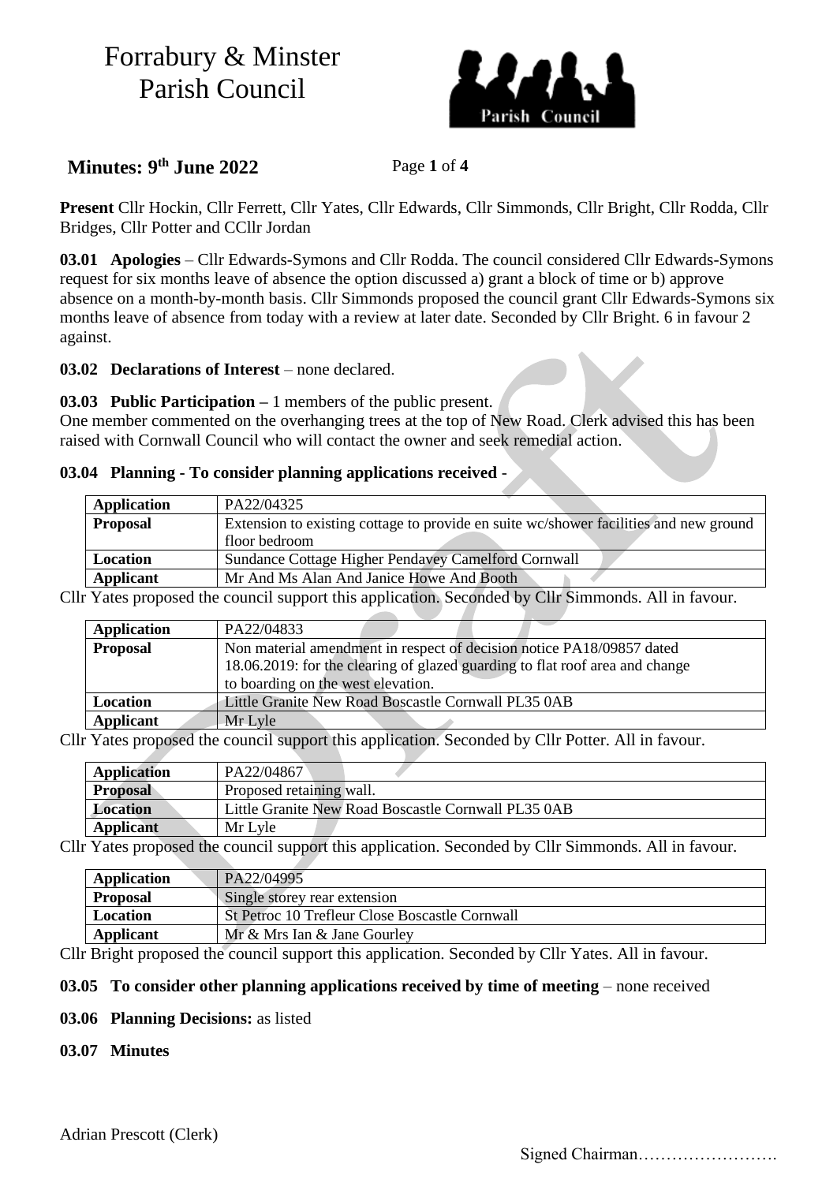# Forrabury & Minster Parish Council

## Minutes: 9th June 2022

**Present** Cllr Hockin, Cllr Ferrett, Cllr Yates, Cllr Edwards, Cllr Simmonds, Cllr Bright, Cllr Rodda, Cllr Bridges, Cllr Potter and CCllr Jordan

**03.01 Apologies** – Cllr Edwards-Symons and Cllr Rodda. The council considered Cllr Edwards-Symons request for six months leave of absence the option discussed a) grant a block of time or b) approve absence on a month-by-month basis. Cllr Simmonds proposed the council grant Cllr Edwards-Symons six months leave of absence from today with a review at later date. Seconded by Cllr Bright. 6 in favour 2 against.

**03.02 Declarations of Interest** – none declared.

**03.03 Public Participation –** 1 members of the public present.
One member commented on the overhanging trees at the top of New Road. Clerk advised this has been raised with Cornwall Council who will contact the owner and seek remedial action.

**03.04 Planning - To consider planning applications received** -

| | |
|---|---|
| **Application** | PA22/04325 |
| **Proposal** | Extension to existing cottage to provide en suite wc/shower facilities and new ground floor bedroom |
| **Location** | Sundance Cottage Higher Pendavey Camelford Cornwall |
| **Applicant** | Mr And Ms Alan And Janice Howe And Booth |

Cllr Yates proposed the council support this application. Seconded by Cllr Simmonds. All in favour.

| | |
|---|---|
| **Application** | PA22/04833 |
| **Proposal** | Non material amendment in respect of decision notice PA18/09857 dated 18.06.2019: for the clearing of glazed guarding to flat roof area and change to boarding on the west elevation. |
| **Location** | Little Granite New Road Boscastle Cornwall PL35 0AB |
| **Applicant** | Mr Lyle |

Cllr Yates proposed the council support this application. Seconded by Cllr Potter. All in favour.

| | |
|---|---|
| **Application** | PA22/04867 |
| **Proposal** | Proposed retaining wall. |
| **Location** | Little Granite New Road Boscastle Cornwall PL35 0AB |
| **Applicant** | Mr Lyle |

Cllr Yates proposed the council support this application. Seconded by Cllr Simmonds. All in favour.

| | |
|---|---|
| **Application** | PA22/04995 |
| **Proposal** | Single storey rear extension |
| **Location** | St Petroc 10 Trefleur Close Boscastle Cornwall |
| **Applicant** | Mr & Mrs Ian & Jane Gourley |

Cllr Bright proposed the council support this application. Seconded by Cllr Yates. All in favour.

**03.05 To consider other planning applications received by time of meeting** – none received

**03.06 Planning Decisions:** as listed

**03.07 Minutes**

Adrian Prescott (Clerk)

Signed Chairman…………………….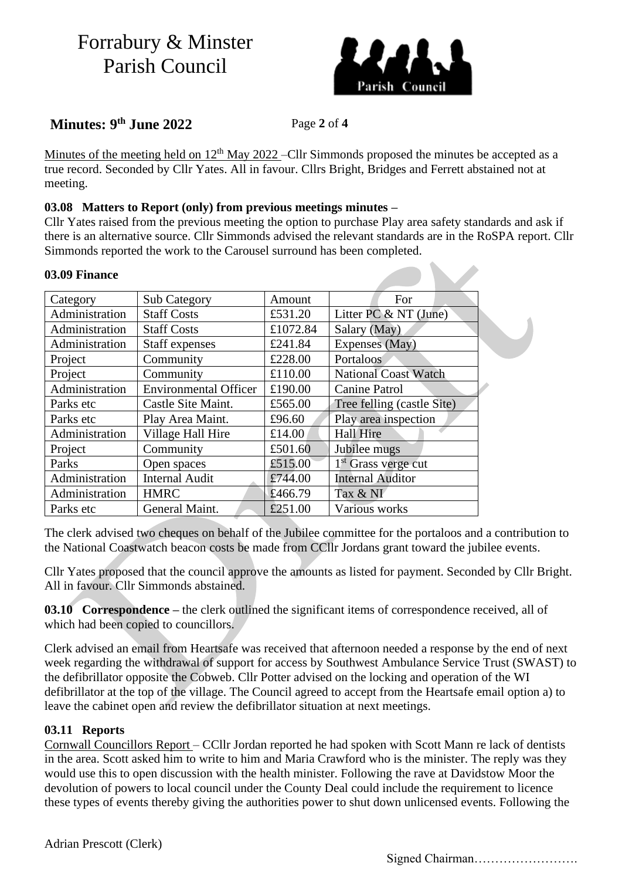Minutes of the meeting held on 12th May 2022 –Cllr Simmonds proposed the minutes be accepted as a true record. Seconded by Cllr Yates. All in favour. Cllrs Bright, Bridges and Ferrett abstained not at meeting.

**03.08 Matters to Report (only) from previous meetings minutes –**

Cllr Yates raised from the previous meeting the option to purchase Play area safety standards and ask if there is an alternative source. Cllr Simmonds advised the relevant standards are in the RoSPA report. Cllr Simmonds reported the work to the Carousel surround has been completed.

**03.09 Finance**

| Category | Sub Category | Amount | For |
|---|---|---|---|
| Administration | Staff Costs | £531.20 | Litter PC & NT (June) |
| Administration | Staff Costs | £1072.84 | Salary (May) |
| Administration | Staff expenses | £241.84 | Expenses (May) |
| Project | Community | £228.00 | Portaloos |
| Project | Community | £110.00 | National Coast Watch |
| Administration | Environmental Officer | £190.00 | Canine Patrol |
| Parks etc | Castle Site Maint. | £565.00 | Tree felling (castle Site) |
| Parks etc | Play Area Maint. | £96.60 | Play area inspection |
| Administration | Village Hall Hire | £14.00 | Hall Hire |
| Project | Community | £501.60 | Jubilee mugs |
| Parks | Open spaces | £515.00 | 1st Grass verge cut |
| Administration | Internal Audit | £744.00 | Internal Auditor |
| Administration | HMRC | £466.79 | Tax & NI |
| Parks etc | General Maint. | £251.00 | Various works |

The clerk advised two cheques on behalf of the Jubilee committee for the portaloos and a contribution to the National Coastwatch beacon costs be made from CCllr Jordans grant toward the jubilee events.

Cllr Yates proposed that the council approve the amounts as listed for payment. Seconded by Cllr Bright. All in favour. Cllr Simmonds abstained.

**03.10 Correspondence –** the clerk outlined the significant items of correspondence received, all of which had been copied to councillors.

Clerk advised an email from Heartsafe was received that afternoon needed a response by the end of next week regarding the withdrawal of support for access by Southwest Ambulance Service Trust (SWAST) to the defibrillator opposite the Cobweb. Cllr Potter advised on the locking and operation of the WI defibrillator at the top of the village. The Council agreed to accept from the Heartsafe email option a) to leave the cabinet open and review the defibrillator situation at next meetings.

**03.11 Reports**

Cornwall Councillors Report – CCllr Jordan reported he had spoken with Scott Mann re lack of dentists in the area. Scott asked him to write to him and Maria Crawford who is the minister. The reply was they would use this to open discussion with the health minister. Following the rave at Davidstow Moor the devolution of powers to local council under the County Deal could include the requirement to licence these types of events thereby giving the authorities power to shut down unlicensed events. Following the

Adrian Prescott (Clerk)

Signed Chairman…………………….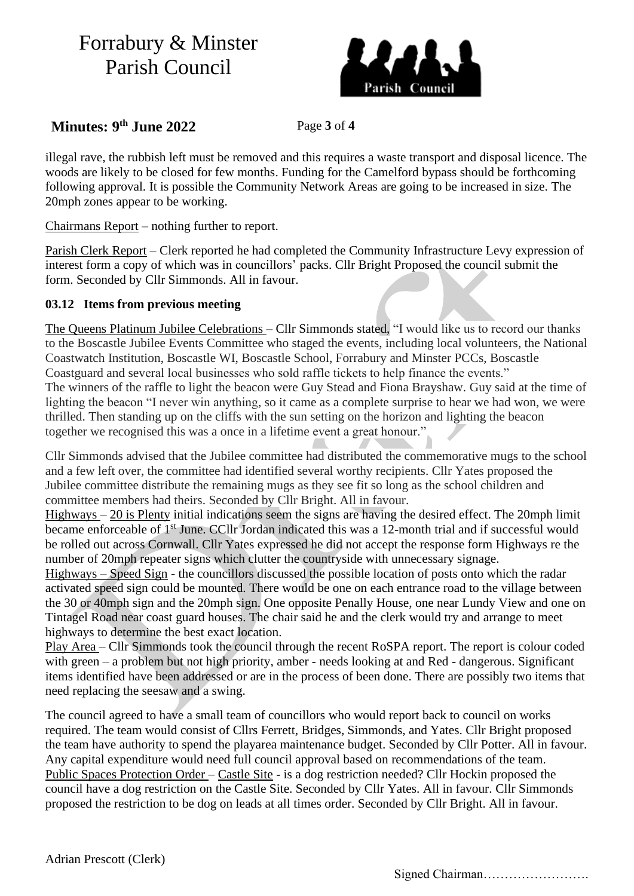illegal rave, the rubbish left must be removed and this requires a waste transport and disposal licence. The woods are likely to be closed for few months. Funding for the Camelford bypass should be forthcoming following approval. It is possible the Community Network Areas are going to be increased in size. The 20mph zones appear to be working.

Chairmans Report – nothing further to report.

Parish Clerk Report – Clerk reported he had completed the Community Infrastructure Levy expression of interest form a copy of which was in councillors' packs. Cllr Bright Proposed the council submit the form. Seconded by Cllr Simmonds. All in favour.

**03.12 Items from previous meeting**

The Queens Platinum Jubilee Celebrations – Cllr Simmonds stated, "I would like us to record our thanks to the Boscastle Jubilee Events Committee who staged the events, including local volunteers, the National Coastwatch Institution, Boscastle WI, Boscastle School, Forrabury and Minster PCCs, Boscastle Coastguard and several local businesses who sold raffle tickets to help finance the events."
The winners of the raffle to light the beacon were Guy Stead and Fiona Brayshaw. Guy said at the time of lighting the beacon "I never win anything, so it came as a complete surprise to hear we had won, we were thrilled. Then standing up on the cliffs with the sun setting on the horizon and lighting the beacon together we recognised this was a once in a lifetime event a great honour."

Cllr Simmonds advised that the Jubilee committee had distributed the commemorative mugs to the school and a few left over, the committee had identified several worthy recipients. Cllr Yates proposed the Jubilee committee distribute the remaining mugs as they see fit so long as the school children and committee members had theirs. Seconded by Cllr Bright. All in favour.
Highways – 20 is Plenty initial indications seem the signs are having the desired effect. The 20mph limit became enforceable of 1st June. CCllr Jordan indicated this was a 12-month trial and if successful would be rolled out across Cornwall. Cllr Yates expressed he did not accept the response form Highways re the number of 20mph repeater signs which clutter the countryside with unnecessary signage.
Highways – Speed Sign - the councillors discussed the possible location of posts onto which the radar activated speed sign could be mounted. There would be one on each entrance road to the village between the 30 or 40mph sign and the 20mph sign. One opposite Penally House, one near Lundy View and one on Tintagel Road near coast guard houses. The chair said he and the clerk would try and arrange to meet highways to determine the best exact location.
Play Area – Cllr Simmonds took the council through the recent RoSPA report. The report is colour coded with green – a problem but not high priority, amber - needs looking at and Red - dangerous. Significant items identified have been addressed or are in the process of been done. There are possibly two items that need replacing the seesaw and a swing.

The council agreed to have a small team of councillors who would report back to council on works required. The team would consist of Cllrs Ferrett, Bridges, Simmonds, and Yates. Cllr Bright proposed the team have authority to spend the playarea maintenance budget. Seconded by Cllr Potter. All in favour. Any capital expenditure would need full council approval based on recommendations of the team.
Public Spaces Protection Order – Castle Site - is a dog restriction needed? Cllr Hockin proposed the council have a dog restriction on the Castle Site. Seconded by Cllr Yates. All in favour. Cllr Simmonds proposed the restriction to be dog on leads at all times order. Seconded by Cllr Bright. All in favour.

Adrian Prescott (Clerk)

Signed Chairman…………………….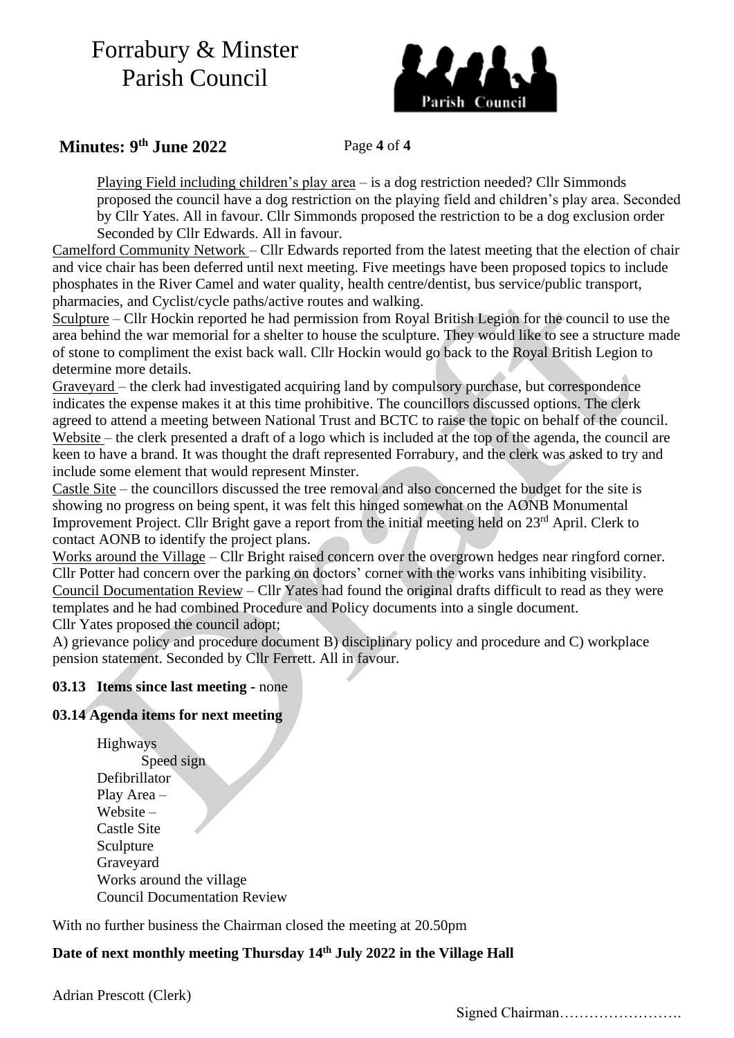Playing Field including children's play area – is a dog restriction needed? Cllr Simmonds proposed the council have a dog restriction on the playing field and children's play area. Seconded by Cllr Yates. All in favour. Cllr Simmonds proposed the restriction to be a dog exclusion order Seconded by Cllr Edwards. All in favour.

Camelford Community Network – Cllr Edwards reported from the latest meeting that the election of chair and vice chair has been deferred until next meeting. Five meetings have been proposed topics to include phosphates in the River Camel and water quality, health centre/dentist, bus service/public transport, pharmacies, and Cyclist/cycle paths/active routes and walking.

Sculpture – Cllr Hockin reported he had permission from Royal British Legion for the council to use the area behind the war memorial for a shelter to house the sculpture. They would like to see a structure made of stone to compliment the exist back wall. Cllr Hockin would go back to the Royal British Legion to determine more details.

Graveyard – the clerk had investigated acquiring land by compulsory purchase, but correspondence indicates the expense makes it at this time prohibitive. The councillors discussed options. The clerk agreed to attend a meeting between National Trust and BCTC to raise the topic on behalf of the council.

Website – the clerk presented a draft of a logo which is included at the top of the agenda, the council are keen to have a brand. It was thought the draft represented Forrabury, and the clerk was asked to try and include some element that would represent Minster.

Castle Site – the councillors discussed the tree removal and also concerned the budget for the site is showing no progress on being spent, it was felt this hinged somewhat on the AONB Monumental Improvement Project. Cllr Bright gave a report from the initial meeting held on 23rd April. Clerk to contact AONB to identify the project plans.

Works around the Village – Cllr Bright raised concern over the overgrown hedges near ringford corner. Cllr Potter had concern over the parking on doctors' corner with the works vans inhibiting visibility.

Council Documentation Review – Cllr Yates had found the original drafts difficult to read as they were templates and he had combined Procedure and Policy documents into a single document.
Cllr Yates proposed the council adopt;
A) grievance policy and procedure document B) disciplinary policy and procedure and C) workplace pension statement. Seconded by Cllr Ferrett. All in favour.

**03.13 Items since last meeting** - none

**03.14 Agenda items for next meeting**

- Highways
  - Speed sign
- Defibrillator
- Play Area –
- Website –
- Castle Site
- Sculpture
- Graveyard
- Works around the village
- Council Documentation Review

With no further business the Chairman closed the meeting at 20.50pm

**Date of next monthly meeting Thursday 14th July 2022 in the Village Hall**

Adrian Prescott (Clerk)

Signed Chairman…………………….